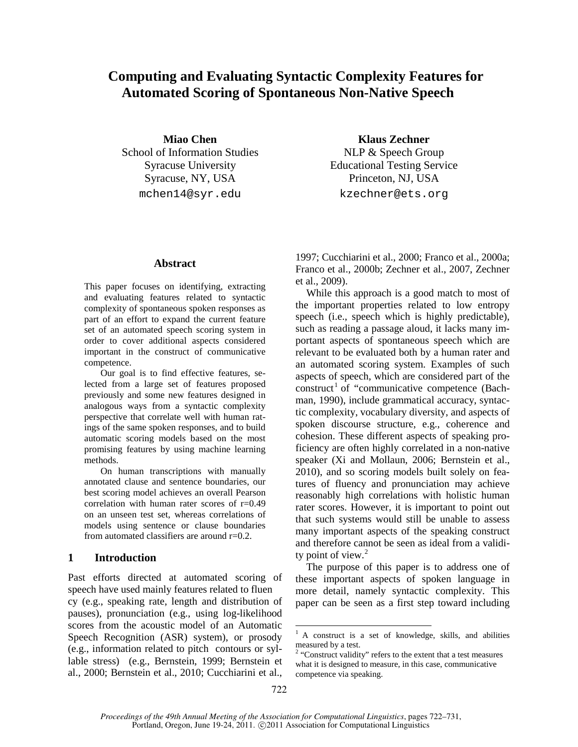# Computing and Evaluating Syntactic Complexity Features for Automated Scoring of Spontaneous Non-Native Speech

**Miao Chen**
School of Information Studies
Syracuse University
Syracuse, NY, USA
mchen14@syr.edu

**Klaus Zechner**
NLP & Speech Group
Educational Testing Service
Princeton, NJ, USA
kzechner@ets.org

## Abstract

This paper focuses on identifying, extracting and evaluating features related to syntactic complexity of spontaneous spoken responses as part of an effort to expand the current feature set of an automated speech scoring system in order to cover additional aspects considered important in the construct of communicative competence.

Our goal is to find effective features, selected from a large set of features proposed previously and some new features designed in analogous ways from a syntactic complexity perspective that correlate well with human ratings of the same spoken responses, and to build automatic scoring models based on the most promising features by using machine learning methods.

On human transcriptions with manually annotated clause and sentence boundaries, our best scoring model achieves an overall Pearson correlation with human rater scores of r=0.49 on an unseen test set, whereas correlations of models using sentence or clause boundaries from automated classifiers are around r=0.2.

## 1 Introduction

Past efforts directed at automated scoring of speech have used mainly features related to fluency (e.g., speaking rate, length and distribution of pauses), pronunciation (e.g., using log-likelihood scores from the acoustic model of an Automatic Speech Recognition (ASR) system), or prosody (e.g., information related to pitch contours or syllable stress) (e.g., Bernstein, 1999; Bernstein et al., 2000; Bernstein et al., 2010; Cucchiarini et al., 1997; Cucchiarini et al., 2000; Franco et al., 2000a; Franco et al., 2000b; Zechner et al., 2007, Zechner et al., 2009).

While this approach is a good match to most of the important properties related to low entropy speech (i.e., speech which is highly predictable), such as reading a passage aloud, it lacks many important aspects of spontaneous speech which are relevant to be evaluated both by a human rater and an automated scoring system. Examples of such aspects of speech, which are considered part of the construct[1] of "communicative competence (Bachman, 1990), include grammatical accuracy, syntactic complexity, vocabulary diversity, and aspects of spoken discourse structure, e.g., coherence and cohesion. These different aspects of speaking proficiency are often highly correlated in a non-native speaker (Xi and Mollaun, 2006; Bernstein et al., 2010), and so scoring models built solely on features of fluency and pronunciation may achieve reasonably high correlations with holistic human rater scores. However, it is important to point out that such systems would still be unable to assess many important aspects of the speaking construct and therefore cannot be seen as ideal from a validity point of view.[2]

The purpose of this paper is to address one of these important aspects of spoken language in more detail, namely syntactic complexity. This paper can be seen as a first step toward including

[1] A construct is a set of knowledge, skills, and abilities measured by a test.

[2] "Construct validity" refers to the extent that a test measures what it is designed to measure, in this case, communicative competence via speaking.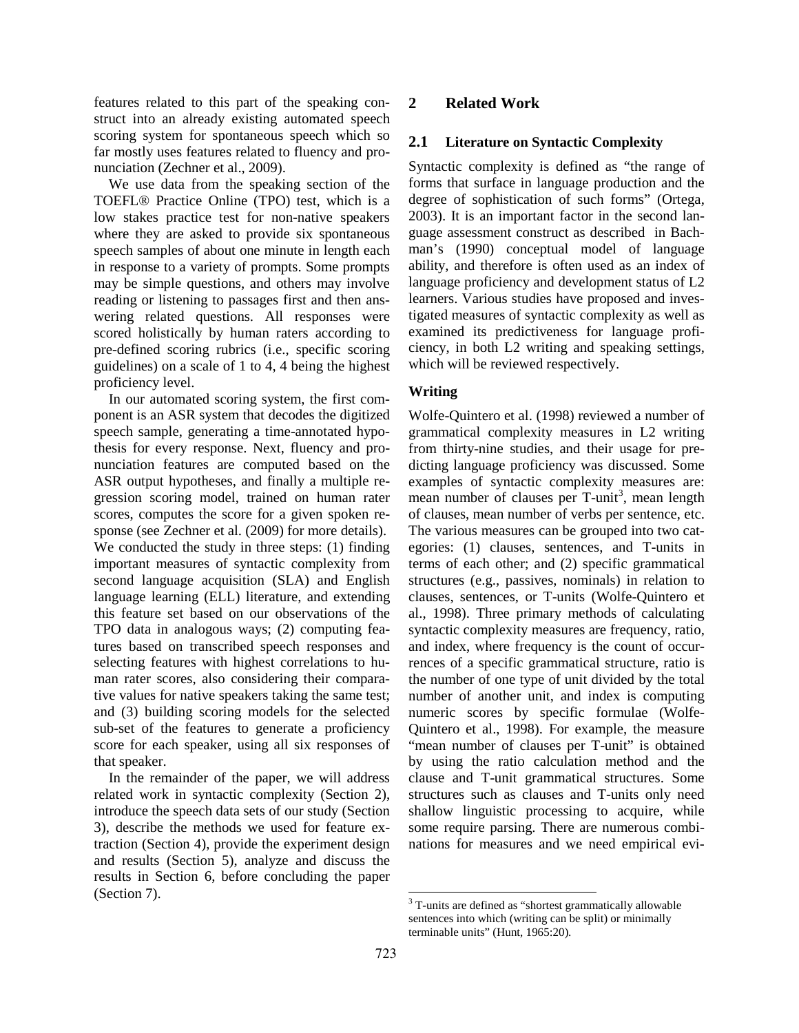features related to this part of the speaking construct into an already existing automated speech scoring system for spontaneous speech which so far mostly uses features related to fluency and pronunciation (Zechner et al., 2009).

We use data from the speaking section of the TOEFL® Practice Online (TPO) test, which is a low stakes practice test for non-native speakers where they are asked to provide six spontaneous speech samples of about one minute in length each in response to a variety of prompts. Some prompts may be simple questions, and others may involve reading or listening to passages first and then answering related questions. All responses were scored holistically by human raters according to pre-defined scoring rubrics (i.e., specific scoring guidelines) on a scale of 1 to 4, 4 being the highest proficiency level.

In our automated scoring system, the first component is an ASR system that decodes the digitized speech sample, generating a time-annotated hypothesis for every response. Next, fluency and pronunciation features are computed based on the ASR output hypotheses, and finally a multiple regression scoring model, trained on human rater scores, computes the score for a given spoken response (see Zechner et al. (2009) for more details). We conducted the study in three steps: (1) finding important measures of syntactic complexity from second language acquisition (SLA) and English language learning (ELL) literature, and extending this feature set based on our observations of the TPO data in analogous ways; (2) computing features based on transcribed speech responses and selecting features with highest correlations to human rater scores, also considering their comparative values for native speakers taking the same test; and (3) building scoring models for the selected sub-set of the features to generate a proficiency score for each speaker, using all six responses of that speaker.

In the remainder of the paper, we will address related work in syntactic complexity (Section 2), introduce the speech data sets of our study (Section 3), describe the methods we used for feature extraction (Section 4), provide the experiment design and results (Section 5), analyze and discuss the results in Section 6, before concluding the paper (Section 7).

## 2 Related Work

### 2.1 Literature on Syntactic Complexity

Syntactic complexity is defined as "the range of forms that surface in language production and the degree of sophistication of such forms" (Ortega, 2003). It is an important factor in the second language assessment construct as described in Bachman's (1990) conceptual model of language ability, and therefore is often used as an index of language proficiency and development status of L2 learners. Various studies have proposed and investigated measures of syntactic complexity as well as examined its predictiveness for language proficiency, in both L2 writing and speaking settings, which will be reviewed respectively.

#### Writing

Wolfe-Quintero et al. (1998) reviewed a number of grammatical complexity measures in L2 writing from thirty-nine studies, and their usage for predicting language proficiency was discussed. Some examples of syntactic complexity measures are: mean number of clauses per T-unit[3], mean length of clauses, mean number of verbs per sentence, etc. The various measures can be grouped into two categories: (1) clauses, sentences, and T-units in terms of each other; and (2) specific grammatical structures (e.g., passives, nominals) in relation to clauses, sentences, or T-units (Wolfe-Quintero et al., 1998). Three primary methods of calculating syntactic complexity measures are frequency, ratio, and index, where frequency is the count of occurrences of a specific grammatical structure, ratio is the number of one type of unit divided by the total number of another unit, and index is computing numeric scores by specific formulae (Wolfe-Quintero et al., 1998). For example, the measure "mean number of clauses per T-unit" is obtained by using the ratio calculation method and the clause and T-unit grammatical structures. Some structures such as clauses and T-units only need shallow linguistic processing to acquire, while some require parsing. There are numerous combinations for measures and we need empirical evi-

[3] T-units are defined as "shortest grammatically allowable sentences into which (writing can be split) or minimally terminable units" (Hunt, 1965:20).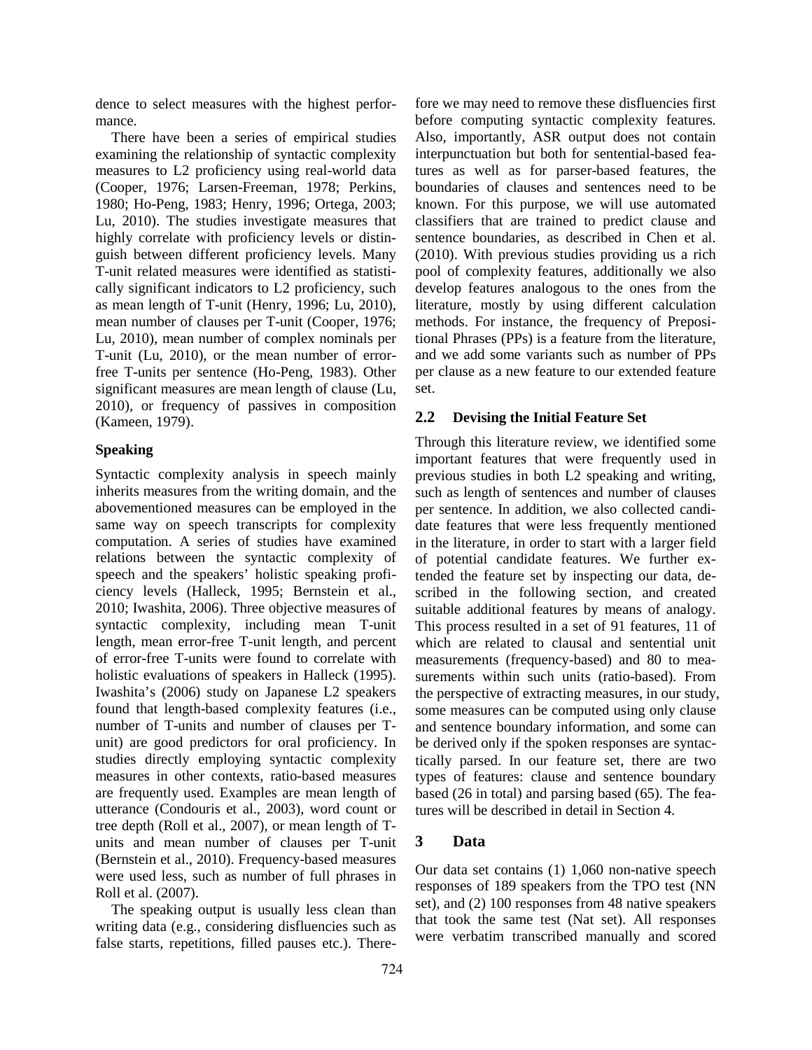dence to select measures with the highest performance.

There have been a series of empirical studies examining the relationship of syntactic complexity measures to L2 proficiency using real-world data (Cooper, 1976; Larsen-Freeman, 1978; Perkins, 1980; Ho-Peng, 1983; Henry, 1996; Ortega, 2003; Lu, 2010). The studies investigate measures that highly correlate with proficiency levels or distinguish between different proficiency levels. Many T-unit related measures were identified as statistically significant indicators to L2 proficiency, such as mean length of T-unit (Henry, 1996; Lu, 2010), mean number of clauses per T-unit (Cooper, 1976; Lu, 2010), mean number of complex nominals per T-unit (Lu, 2010), or the mean number of error-free T-units per sentence (Ho-Peng, 1983). Other significant measures are mean length of clause (Lu, 2010), or frequency of passives in composition (Kameen, 1979).

**Speaking**

Syntactic complexity analysis in speech mainly inherits measures from the writing domain, and the abovementioned measures can be employed in the same way on speech transcripts for complexity computation. A series of studies have examined relations between the syntactic complexity of speech and the speakers' holistic speaking proficiency levels (Halleck, 1995; Bernstein et al., 2010; Iwashita, 2006). Three objective measures of syntactic complexity, including mean T-unit length, mean error-free T-unit length, and percent of error-free T-units were found to correlate with holistic evaluations of speakers in Halleck (1995). Iwashita's (2006) study on Japanese L2 speakers found that length-based complexity features (i.e., number of T-units and number of clauses per T-unit) are good predictors for oral proficiency. In studies directly employing syntactic complexity measures in other contexts, ratio-based measures are frequently used. Examples are mean length of utterance (Condouris et al., 2003), word count or tree depth (Roll et al., 2007), or mean length of T-units and mean number of clauses per T-unit (Bernstein et al., 2010). Frequency-based measures were used less, such as number of full phrases in Roll et al. (2007).

The speaking output is usually less clean than writing data (e.g., considering disfluencies such as false starts, repetitions, filled pauses etc.). Therefore we may need to remove these disfluencies first before computing syntactic complexity features. Also, importantly, ASR output does not contain interpunctuation but both for sentential-based features as well as for parser-based features, the boundaries of clauses and sentences need to be known. For this purpose, we will use automated classifiers that are trained to predict clause and sentence boundaries, as described in Chen et al. (2010). With previous studies providing us a rich pool of complexity features, additionally we also develop features analogous to the ones from the literature, mostly by using different calculation methods. For instance, the frequency of Prepositional Phrases (PPs) is a feature from the literature, and we add some variants such as number of PPs per clause as a new feature to our extended feature set.

## 2.2 Devising the Initial Feature Set

Through this literature review, we identified some important features that were frequently used in previous studies in both L2 speaking and writing, such as length of sentences and number of clauses per sentence. In addition, we also collected candidate features that were less frequently mentioned in the literature, in order to start with a larger field of potential candidate features. We further extended the feature set by inspecting our data, described in the following section, and created suitable additional features by means of analogy. This process resulted in a set of 91 features, 11 of which are related to clausal and sentential unit measurements (frequency-based) and 80 to measurements within such units (ratio-based). From the perspective of extracting measures, in our study, some measures can be computed using only clause and sentence boundary information, and some can be derived only if the spoken responses are syntactically parsed. In our feature set, there are two types of features: clause and sentence boundary based (26 in total) and parsing based (65). The features will be described in detail in Section 4.

# 3 Data

Our data set contains (1) 1,060 non-native speech responses of 189 speakers from the TPO test (NN set), and (2) 100 responses from 48 native speakers that took the same test (Nat set). All responses were verbatim transcribed manually and scored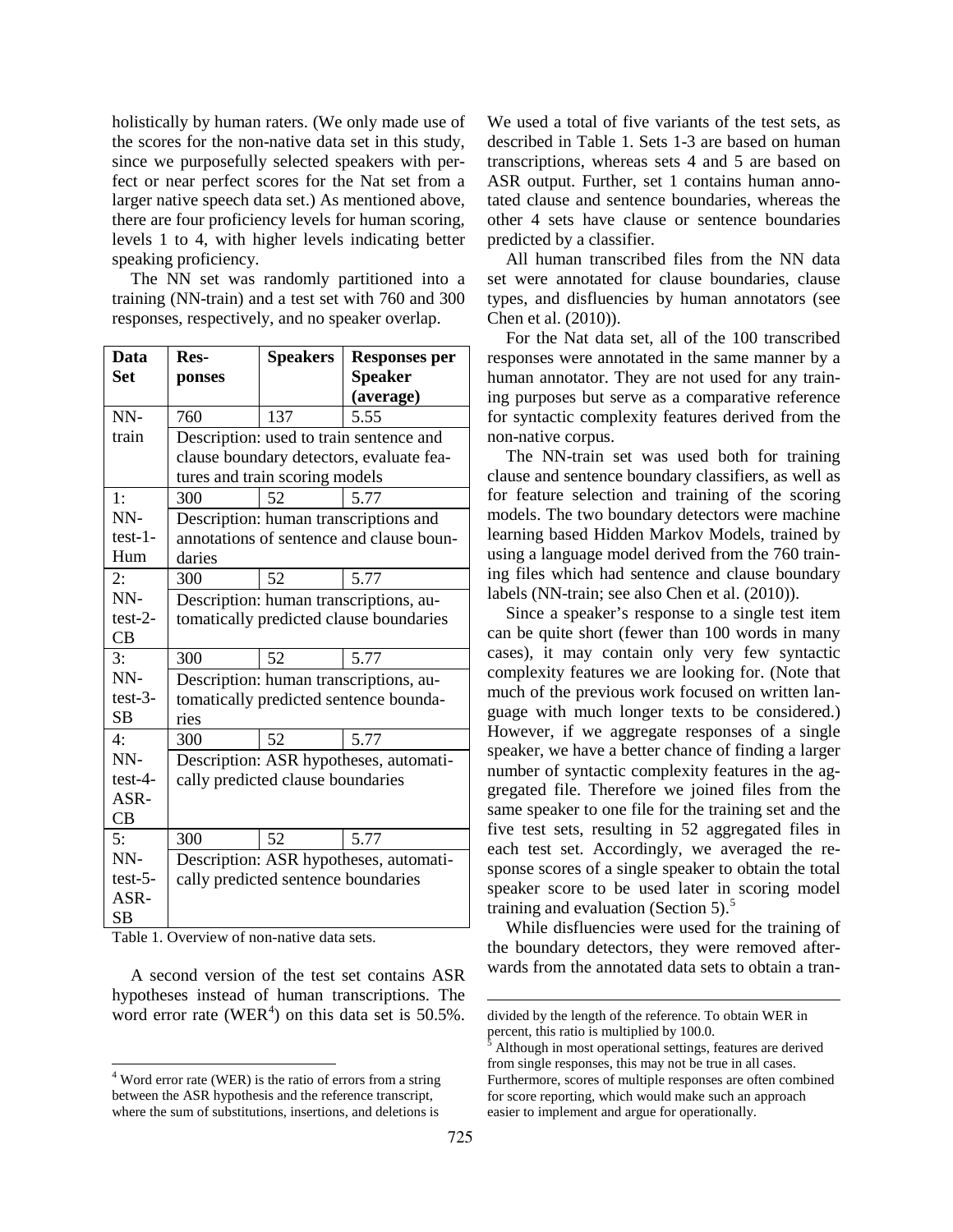holistically by human raters. (We only made use of the scores for the non-native data set in this study, since we purposefully selected speakers with perfect or near perfect scores for the Nat set from a larger native speech data set.) As mentioned above, there are four proficiency levels for human scoring, levels 1 to 4, with higher levels indicating better speaking proficiency.

The NN set was randomly partitioned into a training (NN-train) and a test set with 760 and 300 responses, respectively, and no speaker overlap.

| Data Set | Responses | Speakers | Responses per Speaker (average) |
|---|---|---|---|
| NN-train | 760 | 137 | 5.55 |
| | Description: used to train sentence and clause boundary detectors, evaluate features and train scoring models | | |
| 1: NN-test-1-Hum | 300 | 52 | 5.77 |
| | Description: human transcriptions and annotations of sentence and clause boundaries | | |
| 2: NN-test-2-CB | 300 | 52 | 5.77 |
| | Description: human transcriptions, automatically predicted clause boundaries | | |
| 3: NN-test-3-SB | 300 | 52 | 5.77 |
| | Description: human transcriptions, automatically predicted sentence boundaries | | |
| 4: NN-test-4-ASR-CB | 300 | 52 | 5.77 |
| | Description: ASR hypotheses, automatically predicted clause boundaries | | |
| 5: NN-test-5-ASR-SB | 300 | 52 | 5.77 |
| | Description: ASR hypotheses, automatically predicted sentence boundaries | | |

Table 1. Overview of non-native data sets.

A second version of the test set contains ASR hypotheses instead of human transcriptions. The word error rate (WER[4]) on this data set is 50.5%.

We used a total of five variants of the test sets, as described in Table 1. Sets 1-3 are based on human transcriptions, whereas sets 4 and 5 are based on ASR output. Further, set 1 contains human annotated clause and sentence boundaries, whereas the other 4 sets have clause or sentence boundaries predicted by a classifier.

All human transcribed files from the NN data set were annotated for clause boundaries, clause types, and disfluencies by human annotators (see Chen et al. (2010)).

For the Nat data set, all of the 100 transcribed responses were annotated in the same manner by a human annotator. They are not used for any training purposes but serve as a comparative reference for syntactic complexity features derived from the non-native corpus.

The NN-train set was used both for training clause and sentence boundary classifiers, as well as for feature selection and training of the scoring models. The two boundary detectors were machine learning based Hidden Markov Models, trained by using a language model derived from the 760 training files which had sentence and clause boundary labels (NN-train; see also Chen et al. (2010)).

Since a speaker's response to a single test item can be quite short (fewer than 100 words in many cases), it may contain only very few syntactic complexity features we are looking for. (Note that much of the previous work focused on written language with much longer texts to be considered.) However, if we aggregate responses of a single speaker, we have a better chance of finding a larger number of syntactic complexity features in the aggregated file. Therefore we joined files from the same speaker to one file for the training set and the five test sets, resulting in 52 aggregated files in each test set. Accordingly, we averaged the response scores of a single speaker to obtain the total speaker score to be used later in scoring model training and evaluation (Section 5).[5]

While disfluencies were used for the training of the boundary detectors, they were removed afterwards from the annotated data sets to obtain a tran-

[4] Word error rate (WER) is the ratio of errors from a string between the ASR hypothesis and the reference transcript, where the sum of substitutions, insertions, and deletions is divided by the length of the reference. To obtain WER in percent, this ratio is multiplied by 100.0.

[5] Although in most operational settings, features are derived from single responses, this may not be true in all cases. Furthermore, scores of multiple responses are often combined for score reporting, which would make such an approach easier to implement and argue for operationally.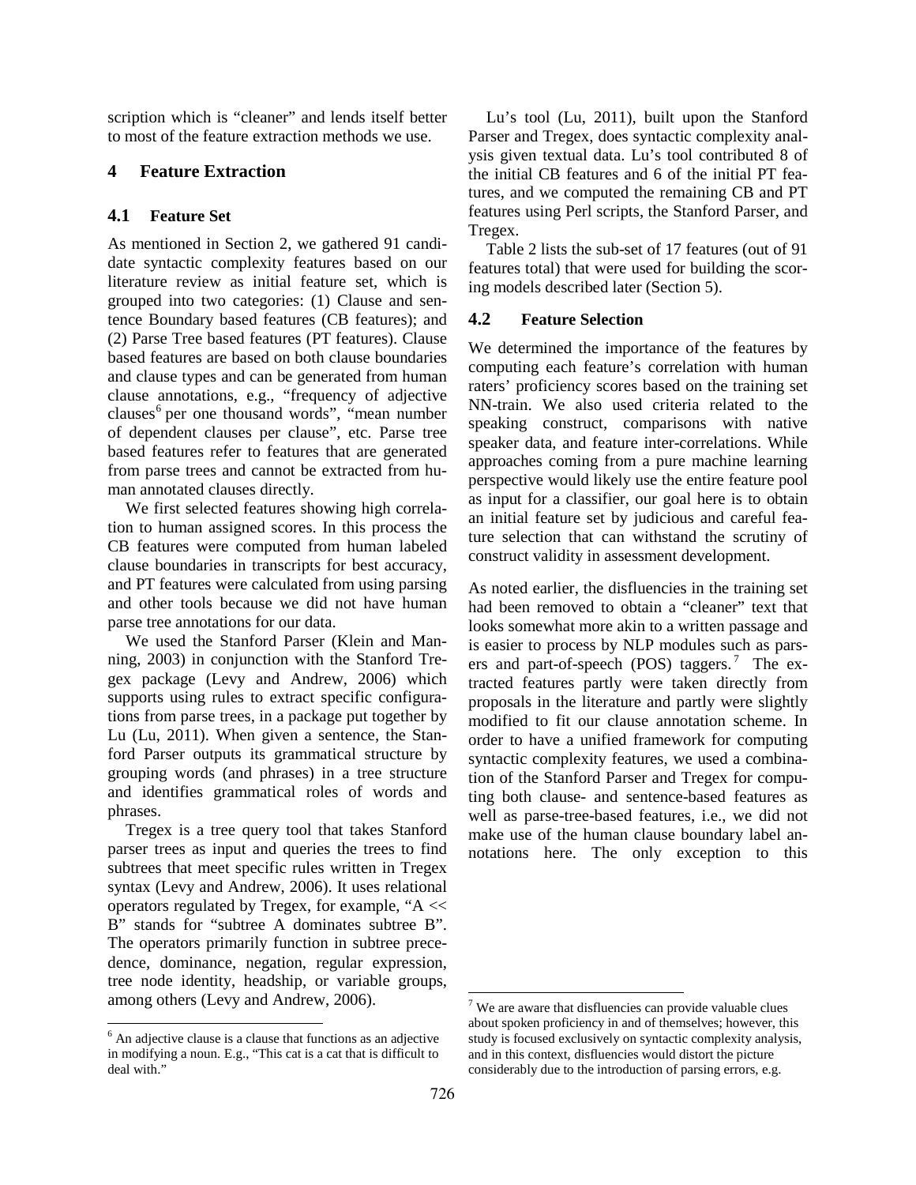scription which is "cleaner" and lends itself better to most of the feature extraction methods we use.

## 4 Feature Extraction

### 4.1 Feature Set

As mentioned in Section 2, we gathered 91 candidate syntactic complexity features based on our literature review as initial feature set, which is grouped into two categories: (1) Clause and sentence Boundary based features (CB features); and (2) Parse Tree based features (PT features). Clause based features are based on both clause boundaries and clause types and can be generated from human clause annotations, e.g., "frequency of adjective clauses[6] per one thousand words", "mean number of dependent clauses per clause", etc. Parse tree based features refer to features that are generated from parse trees and cannot be extracted from human annotated clauses directly.

We first selected features showing high correlation to human assigned scores. In this process the CB features were computed from human labeled clause boundaries in transcripts for best accuracy, and PT features were calculated from using parsing and other tools because we did not have human parse tree annotations for our data.

We used the Stanford Parser (Klein and Manning, 2003) in conjunction with the Stanford Tregex package (Levy and Andrew, 2006) which supports using rules to extract specific configurations from parse trees, in a package put together by Lu (Lu, 2011). When given a sentence, the Stanford Parser outputs its grammatical structure by grouping words (and phrases) in a tree structure and identifies grammatical roles of words and phrases.

Tregex is a tree query tool that takes Stanford parser trees as input and queries the trees to find subtrees that meet specific rules written in Tregex syntax (Levy and Andrew, 2006). It uses relational operators regulated by Tregex, for example, "A << B" stands for "subtree A dominates subtree B". The operators primarily function in subtree precedence, dominance, negation, regular expression, tree node identity, headship, or variable groups, among others (Levy and Andrew, 2006).

Lu's tool (Lu, 2011), built upon the Stanford Parser and Tregex, does syntactic complexity analysis given textual data. Lu's tool contributed 8 of the initial CB features and 6 of the initial PT features, and we computed the remaining CB and PT features using Perl scripts, the Stanford Parser, and Tregex.

Table 2 lists the sub-set of 17 features (out of 91 features total) that were used for building the scoring models described later (Section 5).

### 4.2 Feature Selection

We determined the importance of the features by computing each feature's correlation with human raters' proficiency scores based on the training set NN-train. We also used criteria related to the speaking construct, comparisons with native speaker data, and feature inter-correlations. While approaches coming from a pure machine learning perspective would likely use the entire feature pool as input for a classifier, our goal here is to obtain an initial feature set by judicious and careful feature selection that can withstand the scrutiny of construct validity in assessment development.

As noted earlier, the disfluencies in the training set had been removed to obtain a "cleaner" text that looks somewhat more akin to a written passage and is easier to process by NLP modules such as parsers and part-of-speech (POS) taggers.[7] The extracted features partly were taken directly from proposals in the literature and partly were slightly modified to fit our clause annotation scheme. In order to have a unified framework for computing syntactic complexity features, we used a combination of the Stanford Parser and Tregex for computing both clause- and sentence-based features as well as parse-tree-based features, i.e., we did not make use of the human clause boundary label annotations here. The only exception to this

[6] An adjective clause is a clause that functions as an adjective in modifying a noun. E.g., "This cat is a cat that is difficult to deal with."

[7] We are aware that disfluencies can provide valuable clues about spoken proficiency in and of themselves; however, this study is focused exclusively on syntactic complexity analysis, and in this context, disfluencies would distort the picture considerably due to the introduction of parsing errors, e.g.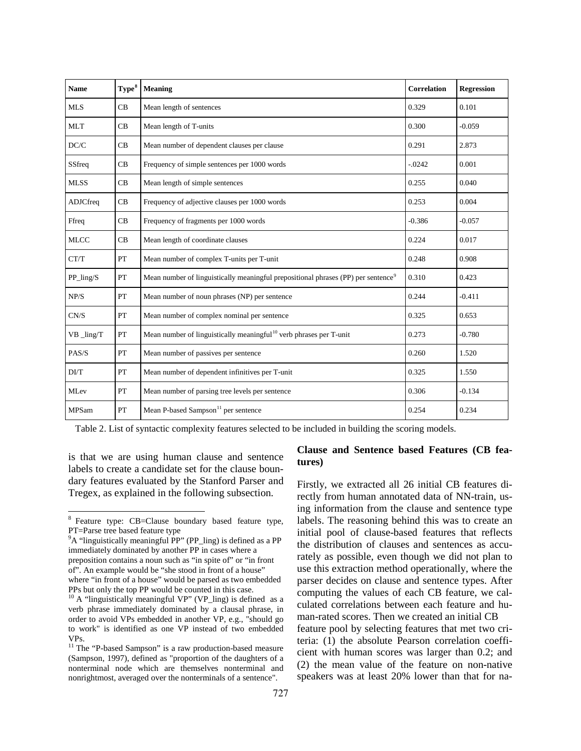| Name | Type[8] | Meaning | Correlation | Regression |
|---|---|---|---|---|
| MLS | CB | Mean length of sentences | 0.329 | 0.101 |
| MLT | CB | Mean length of T-units | 0.300 | -0.059 |
| DC/C | CB | Mean number of dependent clauses per clause | 0.291 | 2.873 |
| SSfreq | CB | Frequency of simple sentences per 1000 words | -.0242 | 0.001 |
| MLSS | CB | Mean length of simple sentences | 0.255 | 0.040 |
| ADJCfreq | CB | Frequency of adjective clauses per 1000 words | 0.253 | 0.004 |
| Ffreq | CB | Frequency of fragments per 1000 words | -0.386 | -0.057 |
| MLCC | CB | Mean length of coordinate clauses | 0.224 | 0.017 |
| CT/T | PT | Mean number of complex T-units per T-unit | 0.248 | 0.908 |
| PP_ling/S | PT | Mean number of linguistically meaningful prepositional phrases (PP) per sentence[9] | 0.310 | 0.423 |
| NP/S | PT | Mean number of noun phrases (NP) per sentence | 0.244 | -0.411 |
| CN/S | PT | Mean number of complex nominal per sentence | 0.325 | 0.653 |
| VB _ling/T | PT | Mean number of linguistically meaningful[10] verb phrases per T-unit | 0.273 | -0.780 |
| PAS/S | PT | Mean number of passives per sentence | 0.260 | 1.520 |
| DI/T | PT | Mean number of dependent infinitives per T-unit | 0.325 | 1.550 |
| MLev | PT | Mean number of parsing tree levels per sentence | 0.306 | -0.134 |
| MPSam | PT | Mean P-based Sampson[11] per sentence | 0.254 | 0.234 |

Table 2. List of syntactic complexity features selected to be included in building the scoring models.

is that we are using human clause and sentence labels to create a candidate set for the clause boundary features evaluated by the Stanford Parser and Tregex, as explained in the following subsection.

### Clause and Sentence based Features (CB features)

Firstly, we extracted all 26 initial CB features directly from human annotated data of NN-train, using information from the clause and sentence type labels. The reasoning behind this was to create an initial pool of clause-based features that reflects the distribution of clauses and sentences as accurately as possible, even though we did not plan to use this extraction method operationally, where the parser decides on clause and sentence types. After computing the values of each CB feature, we calculated correlations between each feature and human-rated scores. Then we created an initial CB feature pool by selecting features that met two criteria: (1) the absolute Pearson correlation coefficient with human scores was larger than 0.2; and (2) the mean value of the feature on non-native speakers was at least 20% lower than that for na-

---

[8] Feature type: CB=Clause boundary based feature type, PT=Parse tree based feature type

[9] A "linguistically meaningful PP" (PP_ling) is defined as a PP immediately dominated by another PP in cases where a preposition contains a noun such as "in spite of" or "in front of". An example would be "she stood in front of a house" where "in front of a house" would be parsed as two embedded PPs but only the top PP would be counted in this case.

[10] A "linguistically meaningful VP" (VP_ling) is defined as a verb phrase immediately dominated by a clausal phrase, in order to avoid VPs embedded in another VP, e.g., "should go to work" is identified as one VP instead of two embedded VPs.

[11] The "P-based Sampson" is a raw production-based measure (Sampson, 1997), defined as "proportion of the daughters of a nonterminal node which are themselves nonterminal and nonrightmost, averaged over the nonterminals of a sentence".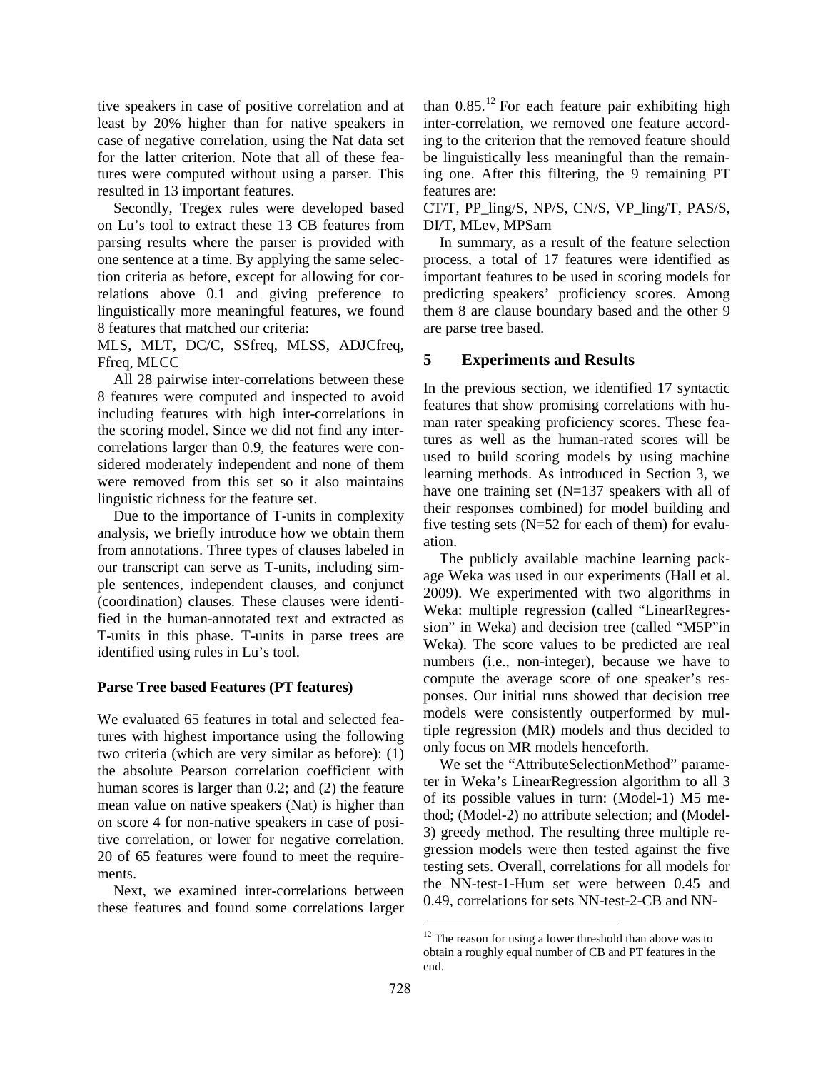tive speakers in case of positive correlation and at least by 20% higher than for native speakers in case of negative correlation, using the Nat data set for the latter criterion. Note that all of these features were computed without using a parser. This resulted in 13 important features.

Secondly, Tregex rules were developed based on Lu's tool to extract these 13 CB features from parsing results where the parser is provided with one sentence at a time. By applying the same selection criteria as before, except for allowing for correlations above 0.1 and giving preference to linguistically more meaningful features, we found 8 features that matched our criteria:

MLS, MLT, DC/C, SSfreq, MLSS, ADJCfreq, Ffreq, MLCC

All 28 pairwise inter-correlations between these 8 features were computed and inspected to avoid including features with high inter-correlations in the scoring model. Since we did not find any inter-correlations larger than 0.9, the features were considered moderately independent and none of them were removed from this set so it also maintains linguistic richness for the feature set.

Due to the importance of T-units in complexity analysis, we briefly introduce how we obtain them from annotations. Three types of clauses labeled in our transcript can serve as T-units, including simple sentences, independent clauses, and conjunct (coordination) clauses. These clauses were identified in the human-annotated text and extracted as T-units in this phase. T-units in parse trees are identified using rules in Lu's tool.

**Parse Tree based Features (PT features)**

We evaluated 65 features in total and selected features with highest importance using the following two criteria (which are very similar as before): (1) the absolute Pearson correlation coefficient with human scores is larger than 0.2; and (2) the feature mean value on native speakers (Nat) is higher than on score 4 for non-native speakers in case of positive correlation, or lower for negative correlation. 20 of 65 features were found to meet the requirements.

Next, we examined inter-correlations between these features and found some correlations larger than 0.85.[12] For each feature pair exhibiting high inter-correlation, we removed one feature according to the criterion that the removed feature should be linguistically less meaningful than the remaining one. After this filtering, the 9 remaining PT features are:

CT/T, PP_ling/S, NP/S, CN/S, VP_ling/T, PAS/S, DI/T, MLev, MPSam

In summary, as a result of the feature selection process, a total of 17 features were identified as important features to be used in scoring models for predicting speakers' proficiency scores. Among them 8 are clause boundary based and the other 9 are parse tree based.

## 5 Experiments and Results

In the previous section, we identified 17 syntactic features that show promising correlations with human rater speaking proficiency scores. These features as well as the human-rated scores will be used to build scoring models by using machine learning methods. As introduced in Section 3, we have one training set (N=137 speakers with all of their responses combined) for model building and five testing sets (N=52 for each of them) for evaluation.

The publicly available machine learning package Weka was used in our experiments (Hall et al. 2009). We experimented with two algorithms in Weka: multiple regression (called "LinearRegression" in Weka) and decision tree (called "M5P"in Weka). The score values to be predicted are real numbers (i.e., non-integer), because we have to compute the average score of one speaker's responses. Our initial runs showed that decision tree models were consistently outperformed by multiple regression (MR) models and thus decided to only focus on MR models henceforth.

We set the "AttributeSelectionMethod" parameter in Weka's LinearRegression algorithm to all 3 of its possible values in turn: (Model-1) M5 method; (Model-2) no attribute selection; and (Model-3) greedy method. The resulting three multiple regression models were then tested against the five testing sets. Overall, correlations for all models for the NN-test-1-Hum set were between 0.45 and 0.49, correlations for sets NN-test-2-CB and NN-

[12] The reason for using a lower threshold than above was to obtain a roughly equal number of CB and PT features in the end.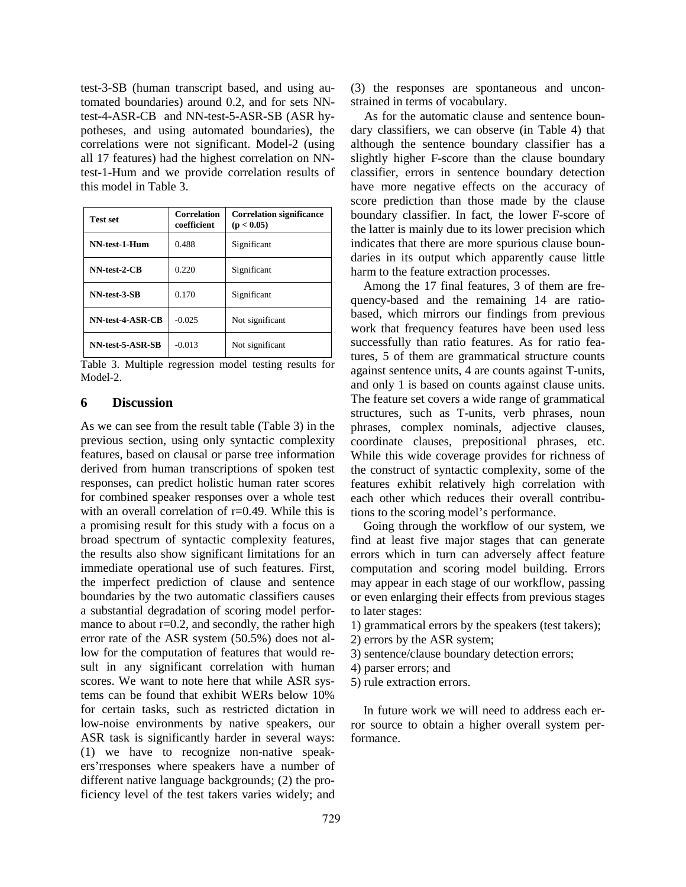test-3-SB (human transcript based, and using automated boundaries) around 0.2, and for sets NN-test-4-ASR-CB and NN-test-5-ASR-SB (ASR hypotheses, and using automated boundaries), the correlations were not significant. Model-2 (using all 17 features) had the highest correlation on NN-test-1-Hum and we provide correlation results of this model in Table 3.

| Test set | Correlation coefficient | Correlation significance ($p < 0.05$) |
|---|---|---|
| NN-test-1-Hum | 0.488 | Significant |
| NN-test-2-CB | 0.220 | Significant |
| NN-test-3-SB | 0.170 | Significant |
| NN-test-4-ASR-CB | -0.025 | Not significant |
| NN-test-5-ASR-SB | -0.013 | Not significant |

Table 3. Multiple regression model testing results for Model-2.

## 6 Discussion

As we can see from the result table (Table 3) in the previous section, using only syntactic complexity features, based on clausal or parse tree information derived from human transcriptions of spoken test responses, can predict holistic human rater scores for combined speaker responses over a whole test with an overall correlation of r=0.49. While this is a promising result for this study with a focus on a broad spectrum of syntactic complexity features, the results also show significant limitations for an immediate operational use of such features. First, the imperfect prediction of clause and sentence boundaries by the two automatic classifiers causes a substantial degradation of scoring model performance to about r=0.2, and secondly, the rather high error rate of the ASR system (50.5%) does not allow for the computation of features that would result in any significant correlation with human scores. We want to note here that while ASR systems can be found that exhibit WERs below 10% for certain tasks, such as restricted dictation in low-noise environments by native speakers, our ASR task is significantly harder in several ways: (1) we have to recognize non-native speakers'rresponses where speakers have a number of different native language backgrounds; (2) the proficiency level of the test takers varies widely; and (3) the responses are spontaneous and unconstrained in terms of vocabulary.

As for the automatic clause and sentence boundary classifiers, we can observe (in Table 4) that although the sentence boundary classifier has a slightly higher F-score than the clause boundary classifier, errors in sentence boundary detection have more negative effects on the accuracy of score prediction than those made by the clause boundary classifier. In fact, the lower F-score of the latter is mainly due to its lower precision which indicates that there are more spurious clause boundaries in its output which apparently cause little harm to the feature extraction processes.

Among the 17 final features, 3 of them are frequency-based and the remaining 14 are ratio-based, which mirrors our findings from previous work that frequency features have been used less successfully than ratio features. As for ratio features, 5 of them are grammatical structure counts against sentence units, 4 are counts against T-units, and only 1 is based on counts against clause units. The feature set covers a wide range of grammatical structures, such as T-units, verb phrases, noun phrases, complex nominals, adjective clauses, coordinate clauses, prepositional phrases, etc. While this wide coverage provides for richness of the construct of syntactic complexity, some of the features exhibit relatively high correlation with each other which reduces their overall contributions to the scoring model's performance.

Going through the workflow of our system, we find at least five major stages that can generate errors which in turn can adversely affect feature computation and scoring model building. Errors may appear in each stage of our workflow, passing or even enlarging their effects from previous stages to later stages:

1) grammatical errors by the speakers (test takers);
2) errors by the ASR system;
3) sentence/clause boundary detection errors;
4) parser errors; and
5) rule extraction errors.

In future work we will need to address each error source to obtain a higher overall system performance.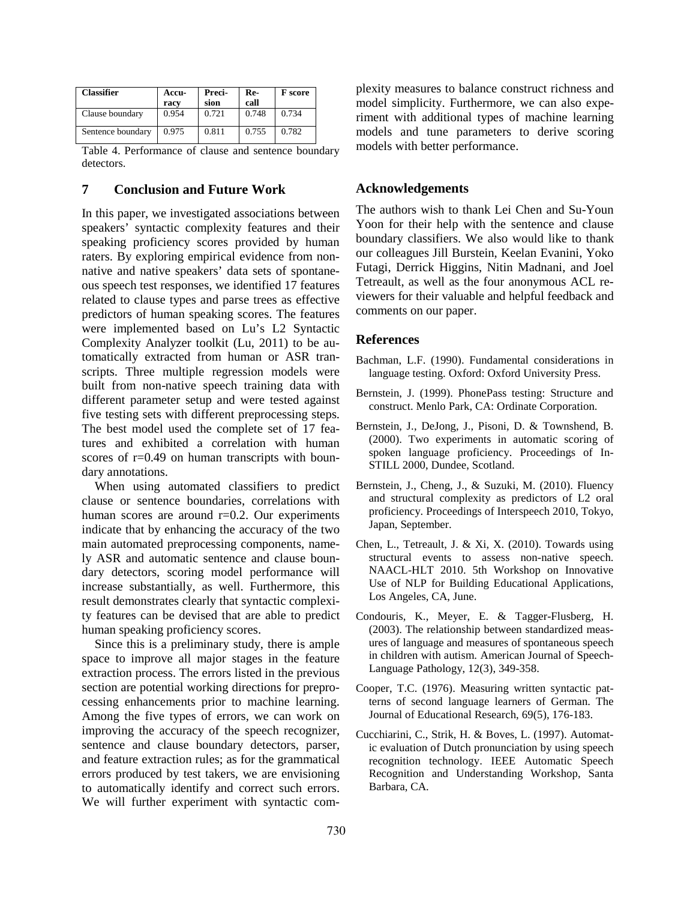| Classifier | Accuracy | Precision | Recall | F score |
|---|---|---|---|---|
| Clause boundary | 0.954 | 0.721 | 0.748 | 0.734 |
| Sentence boundary | 0.975 | 0.811 | 0.755 | 0.782 |

Table 4. Performance of clause and sentence boundary detectors.

## 7 Conclusion and Future Work

In this paper, we investigated associations between speakers' syntactic complexity features and their speaking proficiency scores provided by human raters. By exploring empirical evidence from non-native and native speakers' data sets of spontaneous speech test responses, we identified 17 features related to clause types and parse trees as effective predictors of human speaking scores. The features were implemented based on Lu's L2 Syntactic Complexity Analyzer toolkit (Lu, 2011) to be automatically extracted from human or ASR transcripts. Three multiple regression models were built from non-native speech training data with different parameter setup and were tested against five testing sets with different preprocessing steps. The best model used the complete set of 17 features and exhibited a correlation with human scores of r=0.49 on human transcripts with boundary annotations.

When using automated classifiers to predict clause or sentence boundaries, correlations with human scores are around r=0.2. Our experiments indicate that by enhancing the accuracy of the two main automated preprocessing components, namely ASR and automatic sentence and clause boundary detectors, scoring model performance will increase substantially, as well. Furthermore, this result demonstrates clearly that syntactic complexity features can be devised that are able to predict human speaking proficiency scores.

Since this is a preliminary study, there is ample space to improve all major stages in the feature extraction process. The errors listed in the previous section are potential working directions for preprocessing enhancements prior to machine learning. Among the five types of errors, we can work on improving the accuracy of the speech recognizer, sentence and clause boundary detectors, parser, and feature extraction rules; as for the grammatical errors produced by test takers, we are envisioning to automatically identify and correct such errors. We will further experiment with syntactic complexity measures to balance construct richness and model simplicity. Furthermore, we can also experiment with additional types of machine learning models and tune parameters to derive scoring models with better performance.

## Acknowledgements

The authors wish to thank Lei Chen and Su-Youn Yoon for their help with the sentence and clause boundary classifiers. We also would like to thank our colleagues Jill Burstein, Keelan Evanini, Yoko Futagi, Derrick Higgins, Nitin Madnani, and Joel Tetreault, as well as the four anonymous ACL reviewers for their valuable and helpful feedback and comments on our paper.

## References

Bachman, L.F. (1990). Fundamental considerations in language testing. Oxford: Oxford University Press.

Bernstein, J. (1999). PhonePass testing: Structure and construct. Menlo Park, CA: Ordinate Corporation.

Bernstein, J., DeJong, J., Pisoni, D. & Townshend, B. (2000). Two experiments in automatic scoring of spoken language proficiency. Proceedings of InSTILL 2000, Dundee, Scotland.

Bernstein, J., Cheng, J., & Suzuki, M. (2010). Fluency and structural complexity as predictors of L2 oral proficiency. Proceedings of Interspeech 2010, Tokyo, Japan, September.

Chen, L., Tetreault, J. & Xi, X. (2010). Towards using structural events to assess non-native speech. NAACL-HLT 2010. 5th Workshop on Innovative Use of NLP for Building Educational Applications, Los Angeles, CA, June.

Condouris, K., Meyer, E. & Tagger-Flusberg, H. (2003). The relationship between standardized measures of language and measures of spontaneous speech in children with autism. American Journal of Speech-Language Pathology, 12(3), 349-358.

Cooper, T.C. (1976). Measuring written syntactic patterns of second language learners of German. The Journal of Educational Research, 69(5), 176-183.

Cucchiarini, C., Strik, H. & Boves, L. (1997). Automatic evaluation of Dutch pronunciation by using speech recognition technology. IEEE Automatic Speech Recognition and Understanding Workshop, Santa Barbara, CA.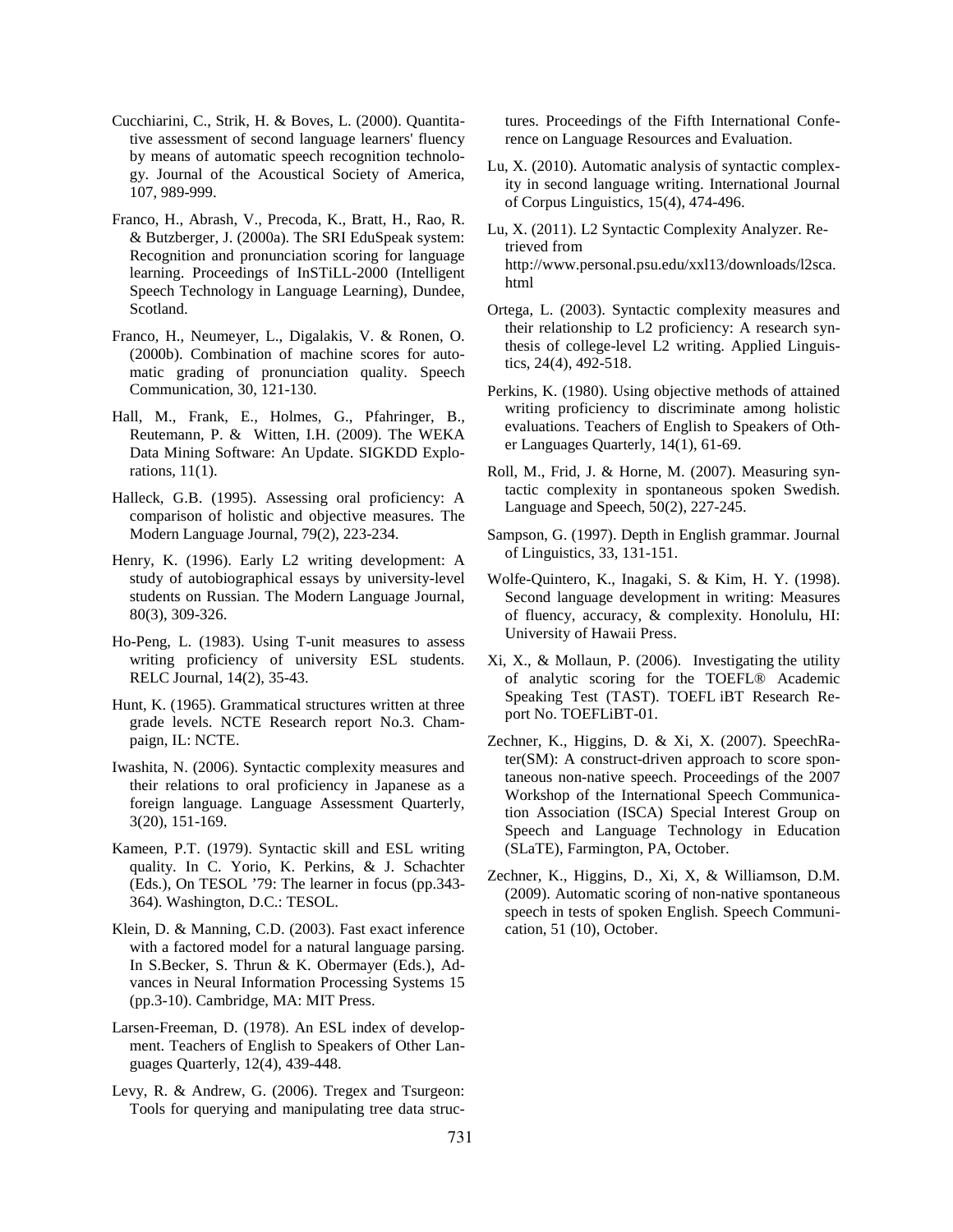Cucchiarini, C., Strik, H. & Boves, L. (2000). Quantitative assessment of second language learners' fluency by means of automatic speech recognition technology. Journal of the Acoustical Society of America, 107, 989-999.

Franco, H., Abrash, V., Precoda, K., Bratt, H., Rao, R. & Butzberger, J. (2000a). The SRI EduSpeak system: Recognition and pronunciation scoring for language learning. Proceedings of InSTiLL-2000 (Intelligent Speech Technology in Language Learning), Dundee, Scotland.

Franco, H., Neumeyer, L., Digalakis, V. & Ronen, O. (2000b). Combination of machine scores for automatic grading of pronunciation quality. Speech Communication, 30, 121-130.

Hall, M., Frank, E., Holmes, G., Pfahringer, B., Reutemann, P. & Witten, I.H. (2009). The WEKA Data Mining Software: An Update. SIGKDD Explorations, 11(1).

Halleck, G.B. (1995). Assessing oral proficiency: A comparison of holistic and objective measures. The Modern Language Journal, 79(2), 223-234.

Henry, K. (1996). Early L2 writing development: A study of autobiographical essays by university-level students on Russian. The Modern Language Journal, 80(3), 309-326.

Ho-Peng, L. (1983). Using T-unit measures to assess writing proficiency of university ESL students. RELC Journal, 14(2), 35-43.

Hunt, K. (1965). Grammatical structures written at three grade levels. NCTE Research report No.3. Champaign, IL: NCTE.

Iwashita, N. (2006). Syntactic complexity measures and their relations to oral proficiency in Japanese as a foreign language. Language Assessment Quarterly, 3(20), 151-169.

Kameen, P.T. (1979). Syntactic skill and ESL writing quality. In C. Yorio, K. Perkins, & J. Schachter (Eds.), On TESOL '79: The learner in focus (pp.343-364). Washington, D.C.: TESOL.

Klein, D. & Manning, C.D. (2003). Fast exact inference with a factored model for a natural language parsing. In S.Becker, S. Thrun & K. Obermayer (Eds.), Advances in Neural Information Processing Systems 15 (pp.3-10). Cambridge, MA: MIT Press.

Larsen-Freeman, D. (1978). An ESL index of development. Teachers of English to Speakers of Other Languages Quarterly, 12(4), 439-448.

Levy, R. & Andrew, G. (2006). Tregex and Tsurgeon: Tools for querying and manipulating tree data structures. Proceedings of the Fifth International Conference on Language Resources and Evaluation.

Lu, X. (2010). Automatic analysis of syntactic complexity in second language writing. International Journal of Corpus Linguistics, 15(4), 474-496.

Lu, X. (2011). L2 Syntactic Complexity Analyzer. Retrieved from http://www.personal.psu.edu/xxl13/downloads/l2sca.html

Ortega, L. (2003). Syntactic complexity measures and their relationship to L2 proficiency: A research synthesis of college-level L2 writing. Applied Linguistics, 24(4), 492-518.

Perkins, K. (1980). Using objective methods of attained writing proficiency to discriminate among holistic evaluations. Teachers of English to Speakers of Other Languages Quarterly, 14(1), 61-69.

Roll, M., Frid, J. & Horne, M. (2007). Measuring syntactic complexity in spontaneous spoken Swedish. Language and Speech, 50(2), 227-245.

Sampson, G. (1997). Depth in English grammar. Journal of Linguistics, 33, 131-151.

Wolfe-Quintero, K., Inagaki, S. & Kim, H. Y. (1998). Second language development in writing: Measures of fluency, accuracy, & complexity. Honolulu, HI: University of Hawaii Press.

Xi, X., & Mollaun, P. (2006). Investigating the utility of analytic scoring for the TOEFL® Academic Speaking Test (TAST). TOEFL iBT Research Report No. TOEFLiBT-01.

Zechner, K., Higgins, D. & Xi, X. (2007). SpeechRater(SM): A construct-driven approach to score spontaneous non-native speech. Proceedings of the 2007 Workshop of the International Speech Communication Association (ISCA) Special Interest Group on Speech and Language Technology in Education (SLaTE), Farmington, PA, October.

Zechner, K., Higgins, D., Xi, X, & Williamson, D.M. (2009). Automatic scoring of non-native spontaneous speech in tests of spoken English. Speech Communication, 51 (10), October.